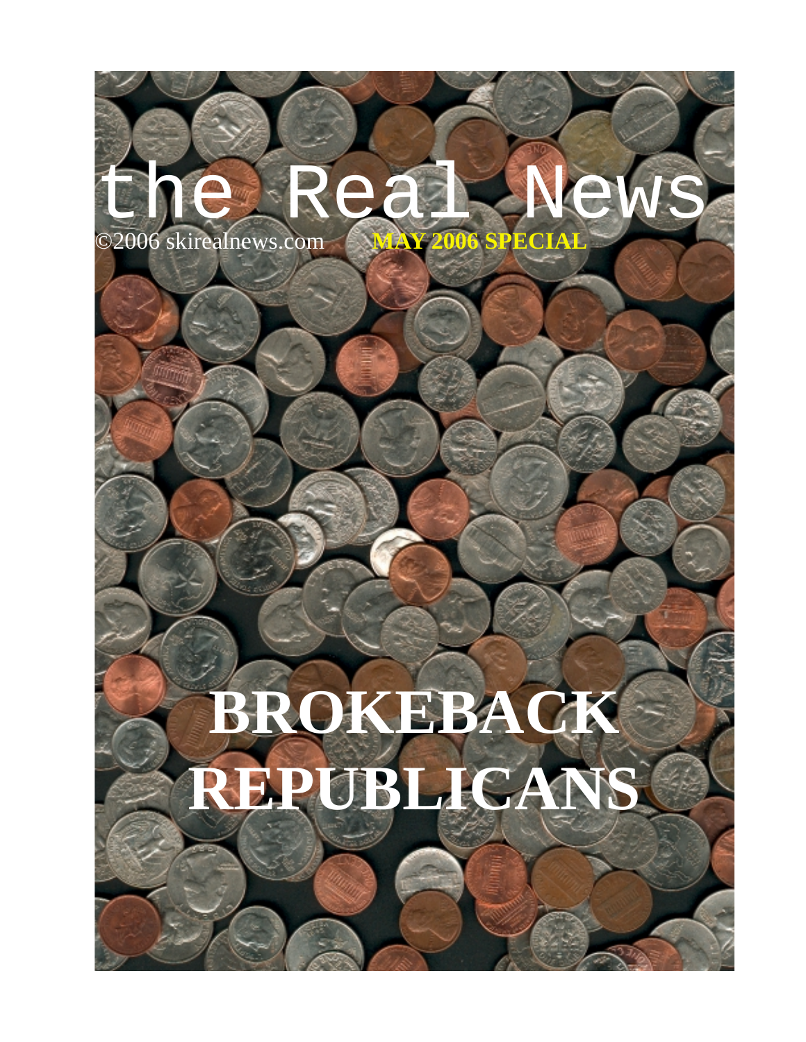# the Real News

©2006 skirealnews.com **MAY 2006 SPECIAL**

# BROKEBACK REPUBLICANS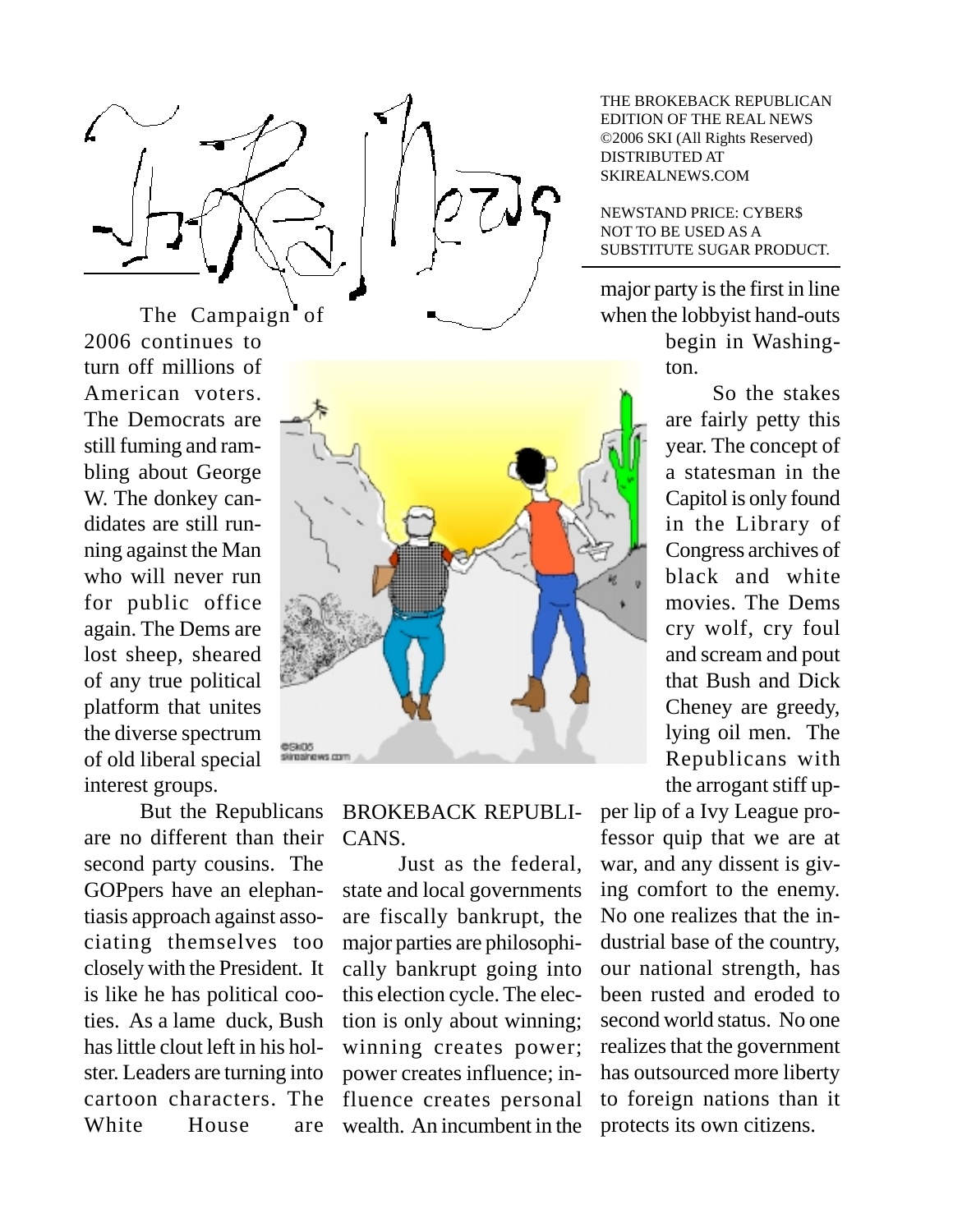# The Real News

THE BROKEBACK REPUBLICAN EDITION OF THE REAL NEWS
©2006 SKI (All Rights Reserved)
DISTRIBUTED AT SKIREALNEWS.COM

NEWSTAND PRICE: CYBER$
NOT TO BE USED AS A SUBSTITUTE SUGAR PRODUCT.

The Campaign of 2006 continues to turn off millions of American voters. The Democrats are still fuming and rambling about George W. The donkey candidates are still running against the Man who will never run for public office again. The Dems are lost sheep, sheared of any true political platform that unites the diverse spectrum of old liberal special interest groups.

But the Republicans are no different than their second party cousins. The GOPpers have an elephantiasis approach against associating themselves too closely with the President. It is like he has political cooties. As a lame duck, Bush has little clout left in his holster. Leaders are turning into cartoon characters. The White House are BROKEBACK REPUBLICANS.

Just as the federal, state and local governments are fiscally bankrupt, the major parties are philosophically bankrupt going into this election cycle. The election is only about winning; winning creates power; power creates influence; influence creates personal wealth. An incumbent in the major party is the first in line when the lobbyist hand-outs begin in Washington.

So the stakes are fairly petty this year. The concept of a statesman in the Capitol is only found in the Library of Congress archives of black and white movies. The Dems cry wolf, cry foul and scream and pout that Bush and Dick Cheney are greedy, lying oil men. The Republicans with the arrogant stiff upper lip of a Ivy League professor quip that we are at war, and any dissent is giving comfort to the enemy. No one realizes that the industrial base of the country, our national strength, has been rusted and eroded to second world status. No one realizes that the government has outsourced more liberty to foreign nations than it protects its own citizens.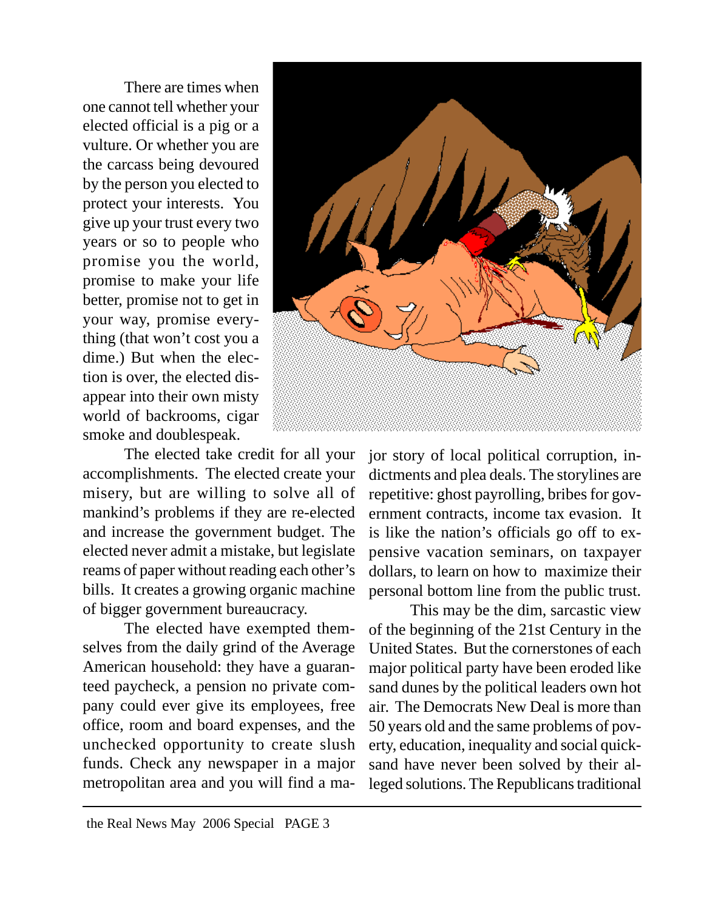There are times when one cannot tell whether your elected official is a pig or a vulture. Or whether you are the carcass being devoured by the person you elected to protect your interests. You give up your trust every two years or so to people who promise you the world, promise to make your life better, promise not to get in your way, promise everything (that won't cost you a dime.) But when the election is over, the elected disappear into their own misty world of backrooms, cigar smoke and doublespeak.

The elected take credit for all your accomplishments. The elected create your misery, but are willing to solve all of mankind's problems if they are re-elected and increase the government budget. The elected never admit a mistake, but legislate reams of paper without reading each other's bills. It creates a growing organic machine of bigger government bureaucracy.

The elected have exempted themselves from the daily grind of the Average American household: they have a guaranteed paycheck, a pension no private company could ever give its employees, free office, room and board expenses, and the unchecked opportunity to create slush funds. Check any newspaper in a major metropolitan area and you will find a major story of local political corruption, indictments and plea deals. The storylines are repetitive: ghost payrolling, bribes for government contracts, income tax evasion. It is like the nation's officials go off to expensive vacation seminars, on taxpayer dollars, to learn on how to maximize their personal bottom line from the public trust.

This may be the dim, sarcastic view of the beginning of the 21st Century in the United States. But the cornerstones of each major political party have been eroded like sand dunes by the political leaders own hot air. The Democrats New Deal is more than 50 years old and the same problems of poverty, education, inequality and social quicksand have never been solved by their alleged solutions. The Republicans traditional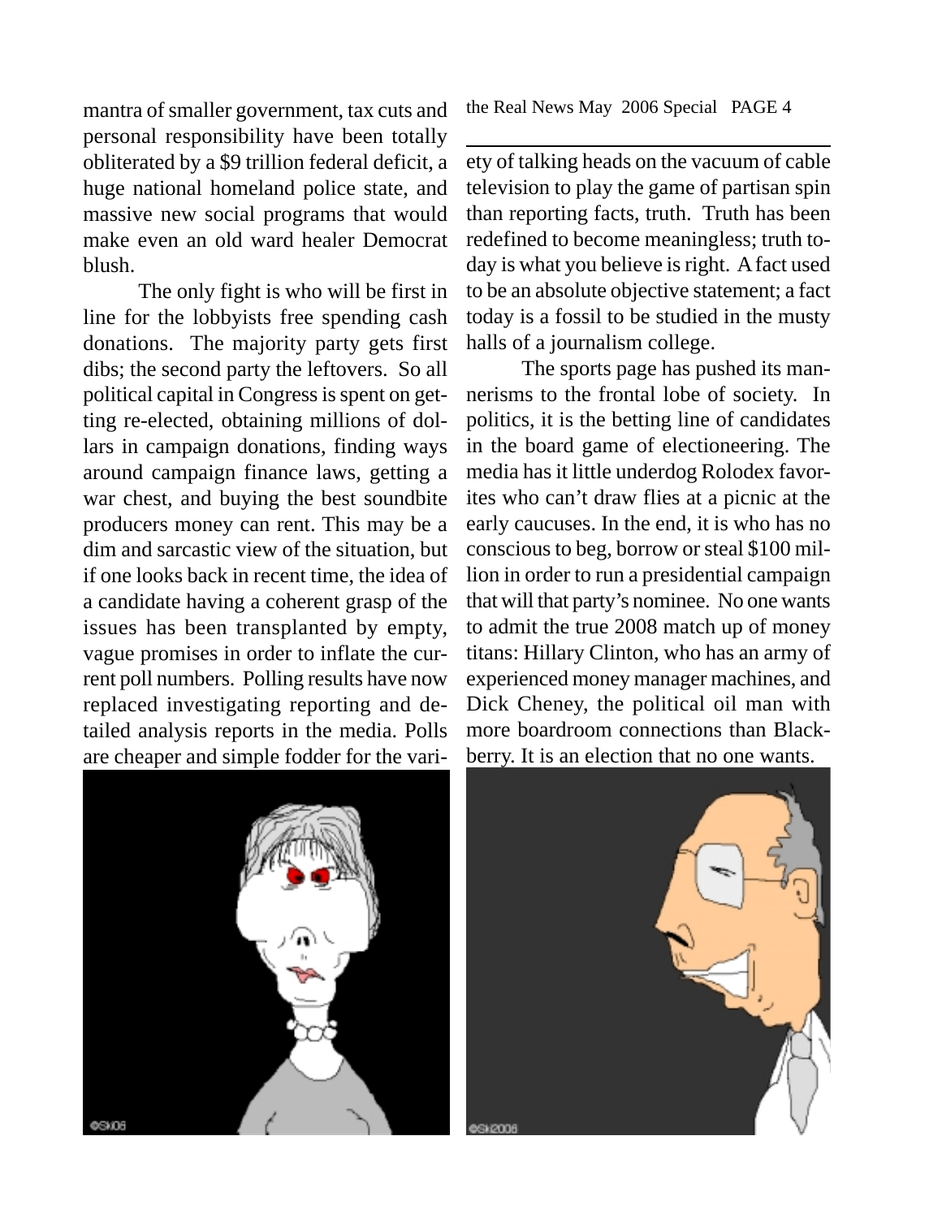mantra of smaller government, tax cuts and personal responsibility have been totally obliterated by a $9 trillion federal deficit, a huge national homeland police state, and massive new social programs that would make even an old ward healer Democrat blush.

The only fight is who will be first in line for the lobbyists free spending cash donations. The majority party gets first dibs; the second party the leftovers. So all political capital in Congress is spent on getting re-elected, obtaining millions of dollars in campaign donations, finding ways around campaign finance laws, getting a war chest, and buying the best soundbite producers money can rent. This may be a dim and sarcastic view of the situation, but if one looks back in recent time, the idea of a candidate having a coherent grasp of the issues has been transplanted by empty, vague promises in order to inflate the current poll numbers. Polling results have now replaced investigating reporting and detailed analysis reports in the media. Polls are cheaper and simple fodder for the variety of talking heads on the vacuum of cable television to play the game of partisan spin than reporting facts, truth. Truth has been redefined to become meaningless; truth today is what you believe is right. A fact used to be an absolute objective statement; a fact today is a fossil to be studied in the musty halls of a journalism college.

The sports page has pushed its mannerisms to the frontal lobe of society. In politics, it is the betting line of candidates in the board game of electioneering. The media has it little underdog Rolodex favorites who can't draw flies at a picnic at the early caucuses. In the end, it is who has no conscious to beg, borrow or steal $100 million in order to run a presidential campaign that will that party's nominee. No one wants to admit the true 2008 match up of money titans: Hillary Clinton, who has an army of experienced money manager machines, and Dick Cheney, the political oil man with more boardroom connections than Blackberry. It is an election that no one wants.

©SK06

©SK2006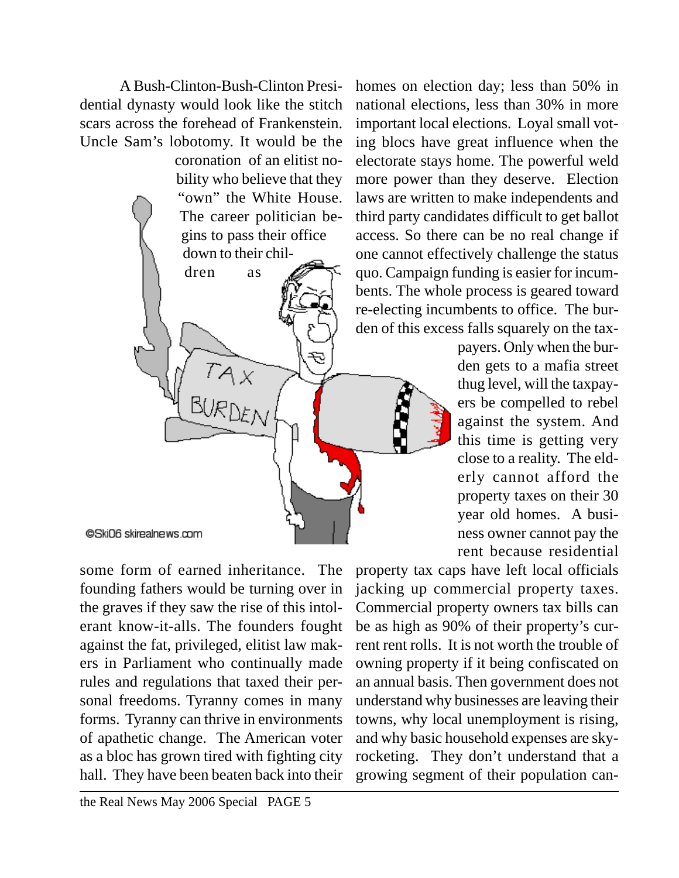A Bush-Clinton-Bush-Clinton Presidential dynasty would look like the stitch scars across the forehead of Frankenstein. Uncle Sam's lobotomy. It would be the coronation of an elitist nobility who believe that they "own" the White House. The career politician begins to pass their office down to their children as some form of earned inheritance. The founding fathers would be turning over in the graves if they saw the rise of this intolerant know-it-alls. The founders fought against the fat, privileged, elitist law makers in Parliament who continually made rules and regulations that taxed their personal freedoms. Tyranny comes in many forms. Tyranny can thrive in environments of apathetic change. The American voter as a bloc has grown tired with fighting city hall. They have been beaten back into their homes on election day; less than 50% in national elections, less than 30% in more important local elections. Loyal small voting blocs have great influence when the electorate stays home. The powerful weld more power than they deserve. Election laws are written to make independents and third party candidates difficult to get ballot access. So there can be no real change if one cannot effectively challenge the status quo. Campaign funding is easier for incumbents. The whole process is geared toward re-electing incumbents to office. The burden of this excess falls squarely on the taxpayers. Only when the burden gets to a mafia street thug level, will the taxpayers be compelled to rebel against the system. And this time is getting very close to a reality. The elderly cannot afford the property taxes on their 30 year old homes. A business owner cannot pay the rent because residential property tax caps have left local officials jacking up commercial property taxes. Commercial property owners tax bills can be as high as 90% of their property's current rent rolls. It is not worth the trouble of owning property if it being confiscated on an annual basis. Then government does not understand why businesses are leaving their towns, why local unemployment is rising, and why basic household expenses are skyrocketing. They don't understand that a growing segment of their population can-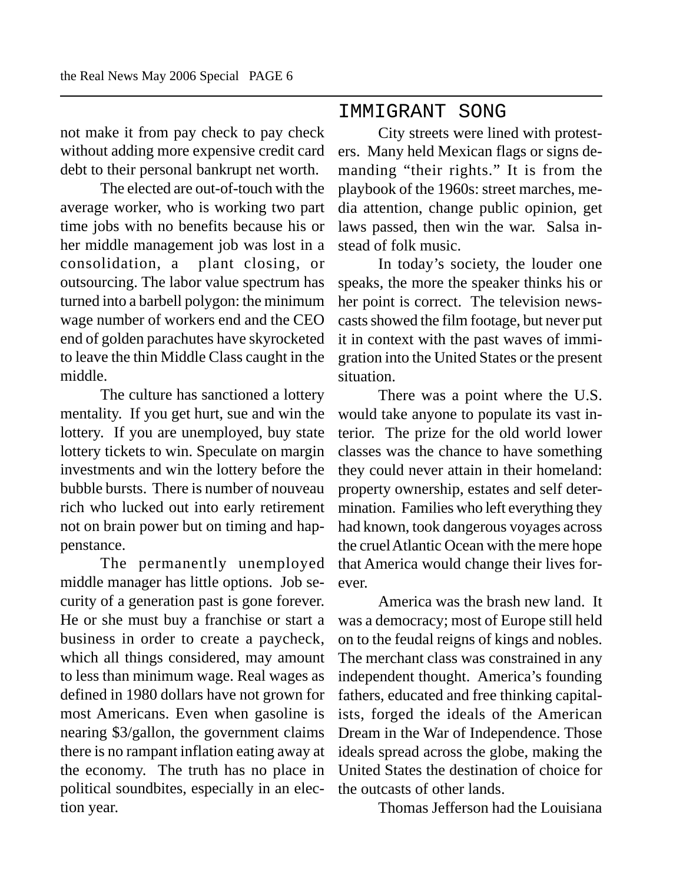not make it from pay check to pay check without adding more expensive credit card debt to their personal bankrupt net worth.

The elected are out-of-touch with the average worker, who is working two part time jobs with no benefits because his or her middle management job was lost in a consolidation, a plant closing, or outsourcing. The labor value spectrum has turned into a barbell polygon: the minimum wage number of workers end and the CEO end of golden parachutes have skyrocketed to leave the thin Middle Class caught in the middle.

The culture has sanctioned a lottery mentality. If you get hurt, sue and win the lottery. If you are unemployed, buy state lottery tickets to win. Speculate on margin investments and win the lottery before the bubble bursts. There is number of nouveau rich who lucked out into early retirement not on brain power but on timing and happenstance.

The permanently unemployed middle manager has little options. Job security of a generation past is gone forever. He or she must buy a franchise or start a business in order to create a paycheck, which all things considered, may amount to less than minimum wage. Real wages as defined in 1980 dollars have not grown for most Americans. Even when gasoline is nearing $3/gallon, the government claims there is no rampant inflation eating away at the economy. The truth has no place in political soundbites, especially in an election year.

## IMMIGRANT SONG

City streets were lined with protesters. Many held Mexican flags or signs demanding "their rights." It is from the playbook of the 1960s: street marches, media attention, change public opinion, get laws passed, then win the war. Salsa instead of folk music.

In today's society, the louder one speaks, the more the speaker thinks his or her point is correct. The television newscasts showed the film footage, but never put it in context with the past waves of immigration into the United States or the present situation.

There was a point where the U.S. would take anyone to populate its vast interior. The prize for the old world lower classes was the chance to have something they could never attain in their homeland: property ownership, estates and self determination. Families who left everything they had known, took dangerous voyages across the cruel Atlantic Ocean with the mere hope that America would change their lives forever.

America was the brash new land. It was a democracy; most of Europe still held on to the feudal reigns of kings and nobles. The merchant class was constrained in any independent thought. America's founding fathers, educated and free thinking capitalists, forged the ideals of the American Dream in the War of Independence. Those ideals spread across the globe, making the United States the destination of choice for the outcasts of other lands.

Thomas Jefferson had the Louisiana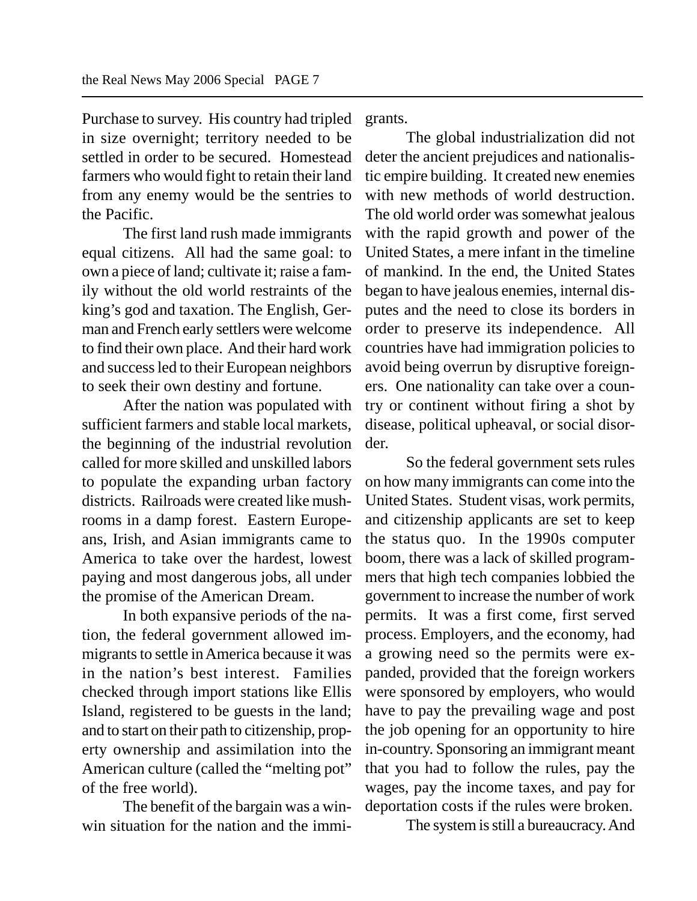Purchase to survey. His country had tripled in size overnight; territory needed to be settled in order to be secured. Homestead farmers who would fight to retain their land from any enemy would be the sentries to the Pacific.

The first land rush made immigrants equal citizens. All had the same goal: to own a piece of land; cultivate it; raise a family without the old world restraints of the king's god and taxation. The English, German and French early settlers were welcome to find their own place. And their hard work and success led to their European neighbors to seek their own destiny and fortune.

After the nation was populated with sufficient farmers and stable local markets, the beginning of the industrial revolution called for more skilled and unskilled labors to populate the expanding urban factory districts. Railroads were created like mushrooms in a damp forest. Eastern Europeans, Irish, and Asian immigrants came to America to take over the hardest, lowest paying and most dangerous jobs, all under the promise of the American Dream.

In both expansive periods of the nation, the federal government allowed immigrants to settle in America because it was in the nation's best interest. Families checked through import stations like Ellis Island, registered to be guests in the land; and to start on their path to citizenship, property ownership and assimilation into the American culture (called the "melting pot" of the free world).

The benefit of the bargain was a win-win situation for the nation and the immigrants.

The global industrialization did not deter the ancient prejudices and nationalistic empire building. It created new enemies with new methods of world destruction. The old world order was somewhat jealous with the rapid growth and power of the United States, a mere infant in the timeline of mankind. In the end, the United States began to have jealous enemies, internal disputes and the need to close its borders in order to preserve its independence. All countries have had immigration policies to avoid being overrun by disruptive foreigners. One nationality can take over a country or continent without firing a shot by disease, political upheaval, or social disorder.

So the federal government sets rules on how many immigrants can come into the United States. Student visas, work permits, and citizenship applicants are set to keep the status quo. In the 1990s computer boom, there was a lack of skilled programmers that high tech companies lobbied the government to increase the number of work permits. It was a first come, first served process. Employers, and the economy, had a growing need so the permits were expanded, provided that the foreign workers were sponsored by employers, who would have to pay the prevailing wage and post the job opening for an opportunity to hire in-country. Sponsoring an immigrant meant that you had to follow the rules, pay the wages, pay the income taxes, and pay for deportation costs if the rules were broken.

The system is still a bureaucracy. And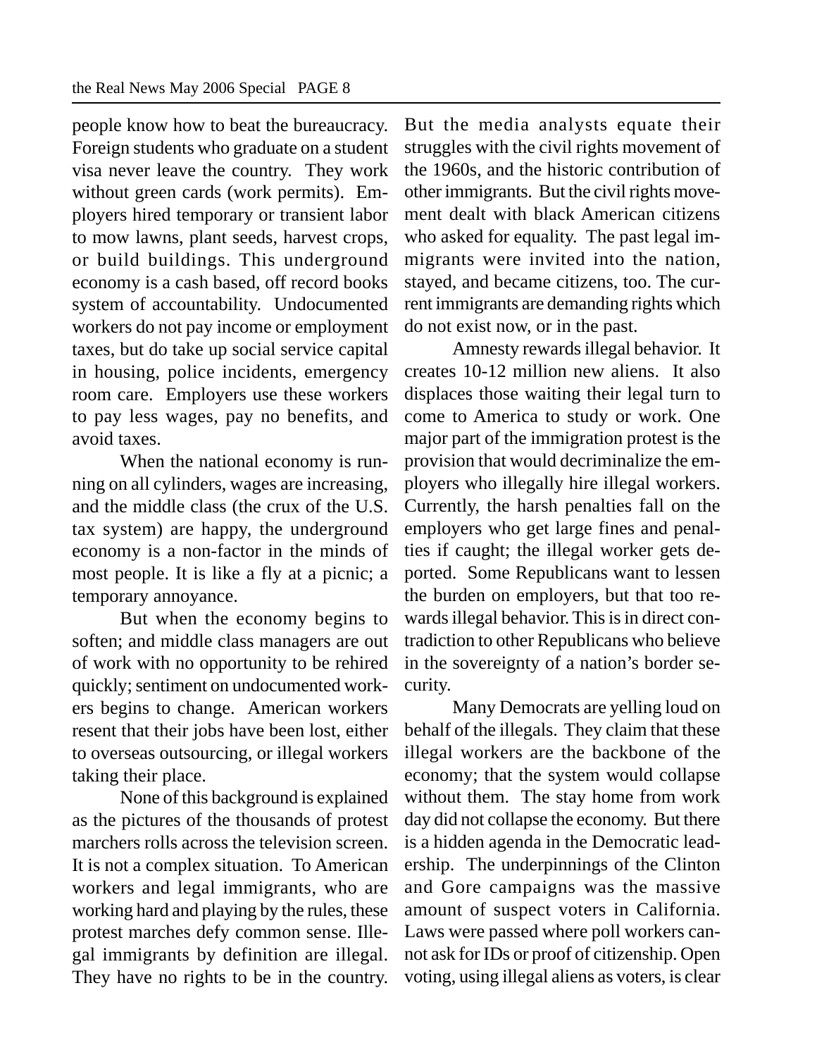people know how to beat the bureaucracy. Foreign students who graduate on a student visa never leave the country. They work without green cards (work permits). Employers hired temporary or transient labor to mow lawns, plant seeds, harvest crops, or build buildings. This underground economy is a cash based, off record books system of accountability. Undocumented workers do not pay income or employment taxes, but do take up social service capital in housing, police incidents, emergency room care. Employers use these workers to pay less wages, pay no benefits, and avoid taxes.

When the national economy is running on all cylinders, wages are increasing, and the middle class (the crux of the U.S. tax system) are happy, the underground economy is a non-factor in the minds of most people. It is like a fly at a picnic; a temporary annoyance.

But when the economy begins to soften; and middle class managers are out of work with no opportunity to be rehired quickly; sentiment on undocumented workers begins to change. American workers resent that their jobs have been lost, either to overseas outsourcing, or illegal workers taking their place.

None of this background is explained as the pictures of the thousands of protest marchers rolls across the television screen. It is not a complex situation. To American workers and legal immigrants, who are working hard and playing by the rules, these protest marches defy common sense. Illegal immigrants by definition are illegal. They have no rights to be in the country. But the media analysts equate their struggles with the civil rights movement of the 1960s, and the historic contribution of other immigrants. But the civil rights movement dealt with black American citizens who asked for equality. The past legal immigrants were invited into the nation, stayed, and became citizens, too. The current immigrants are demanding rights which do not exist now, or in the past.

Amnesty rewards illegal behavior. It creates 10-12 million new aliens. It also displaces those waiting their legal turn to come to America to study or work. One major part of the immigration protest is the provision that would decriminalize the employers who illegally hire illegal workers. Currently, the harsh penalties fall on the employers who get large fines and penalties if caught; the illegal worker gets deported. Some Republicans want to lessen the burden on employers, but that too rewards illegal behavior. This is in direct contradiction to other Republicans who believe in the sovereignty of a nation's border security.

Many Democrats are yelling loud on behalf of the illegals. They claim that these illegal workers are the backbone of the economy; that the system would collapse without them. The stay home from work day did not collapse the economy. But there is a hidden agenda in the Democratic leadership. The underpinnings of the Clinton and Gore campaigns was the massive amount of suspect voters in California. Laws were passed where poll workers cannot ask for IDs or proof of citizenship. Open voting, using illegal aliens as voters, is clear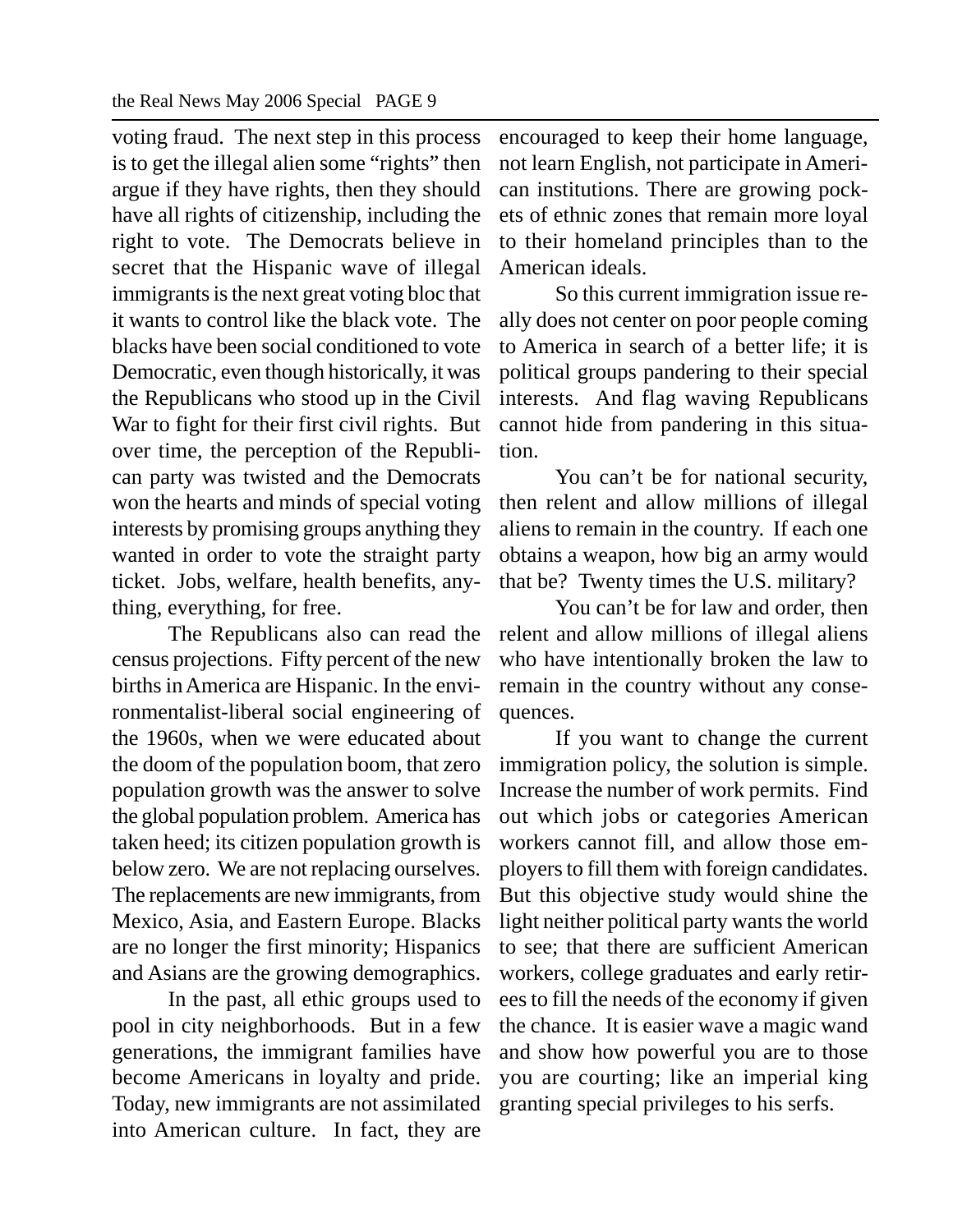voting fraud. The next step in this process is to get the illegal alien some "rights" then argue if they have rights, then they should have all rights of citizenship, including the right to vote. The Democrats believe in secret that the Hispanic wave of illegal immigrants is the next great voting bloc that it wants to control like the black vote. The blacks have been social conditioned to vote Democratic, even though historically, it was the Republicans who stood up in the Civil War to fight for their first civil rights. But over time, the perception of the Republican party was twisted and the Democrats won the hearts and minds of special voting interests by promising groups anything they wanted in order to vote the straight party ticket. Jobs, welfare, health benefits, anything, everything, for free.

The Republicans also can read the census projections. Fifty percent of the new births in America are Hispanic. In the environmentalist-liberal social engineering of the 1960s, when we were educated about the doom of the population boom, that zero population growth was the answer to solve the global population problem. America has taken heed; its citizen population growth is below zero. We are not replacing ourselves. The replacements are new immigrants, from Mexico, Asia, and Eastern Europe. Blacks are no longer the first minority; Hispanics and Asians are the growing demographics.

In the past, all ethic groups used to pool in city neighborhoods. But in a few generations, the immigrant families have become Americans in loyalty and pride. Today, new immigrants are not assimilated into American culture. In fact, they are encouraged to keep their home language, not learn English, not participate in American institutions. There are growing pockets of ethnic zones that remain more loyal to their homeland principles than to the American ideals.

So this current immigration issue really does not center on poor people coming to America in search of a better life; it is political groups pandering to their special interests. And flag waving Republicans cannot hide from pandering in this situation.

You can't be for national security, then relent and allow millions of illegal aliens to remain in the country. If each one obtains a weapon, how big an army would that be? Twenty times the U.S. military?

You can't be for law and order, then relent and allow millions of illegal aliens who have intentionally broken the law to remain in the country without any consequences.

If you want to change the current immigration policy, the solution is simple. Increase the number of work permits. Find out which jobs or categories American workers cannot fill, and allow those employers to fill them with foreign candidates. But this objective study would shine the light neither political party wants the world to see; that there are sufficient American workers, college graduates and early retirees to fill the needs of the economy if given the chance. It is easier wave a magic wand and show how powerful you are to those you are courting; like an imperial king granting special privileges to his serfs.